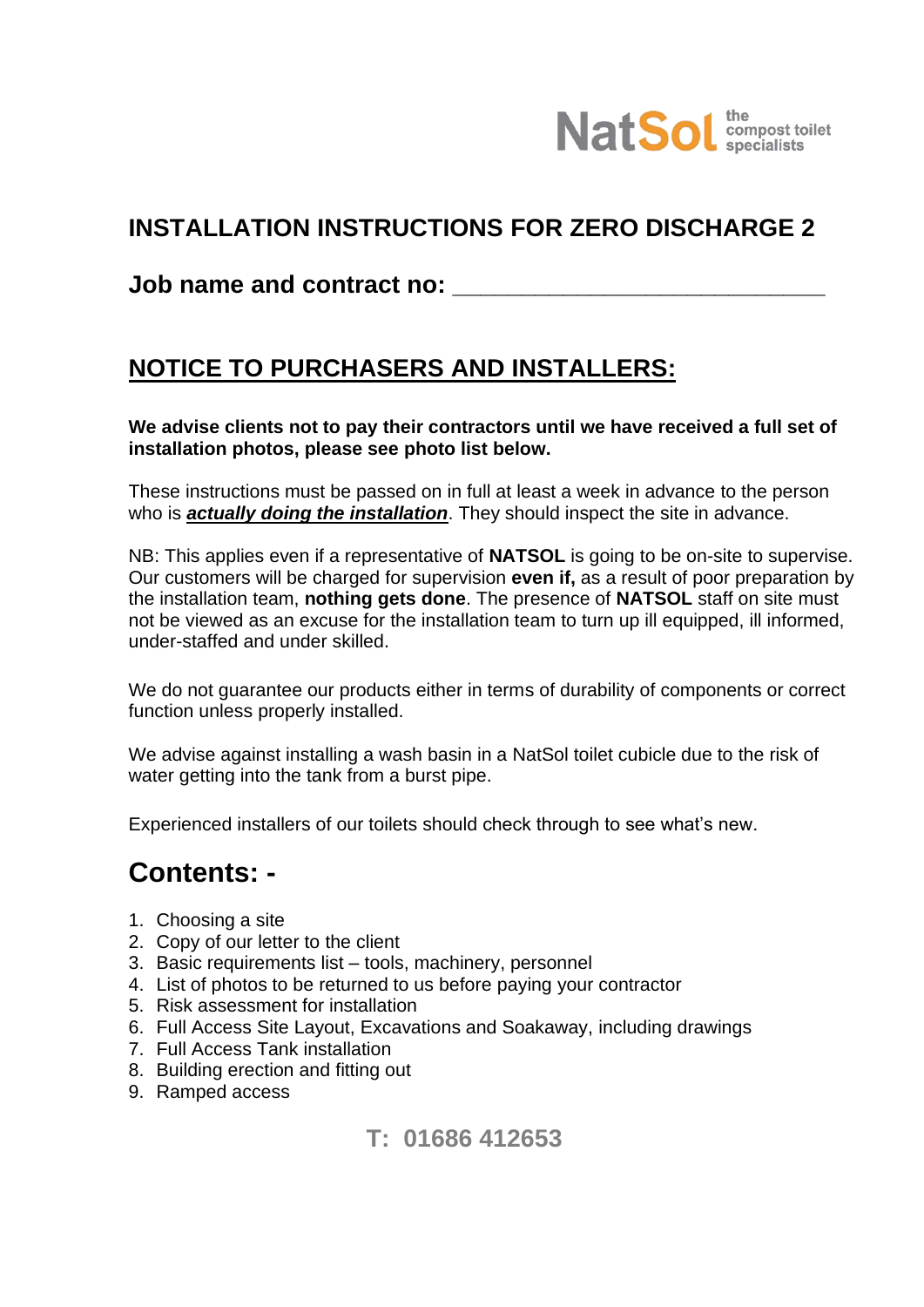NatSol the compost toilet specialists

# INSTALLATION INSTRUCTIONS FOR ZERO DISCHARGE 2

**Job name and contract no: ___________________________**

## NOTICE TO PURCHASERS AND INSTALLERS:

**We advise clients not to pay their contractors until we have received a full set of installation photos, please see photo list below.**

These instructions must be passed on in full at least a week in advance to the person who is ***actually doing the installation***. They should inspect the site in advance.

NB: This applies even if a representative of **NATSOL** is going to be on-site to supervise. Our customers will be charged for supervision **even if,** as a result of poor preparation by the installation team, **nothing gets done**. The presence of **NATSOL** staff on site must not be viewed as an excuse for the installation team to turn up ill equipped, ill informed, under-staffed and under skilled.

We do not guarantee our products either in terms of durability of components or correct function unless properly installed.

We advise against installing a wash basin in a NatSol toilet cubicle due to the risk of water getting into the tank from a burst pipe.

Experienced installers of our toilets should check through to see what's new.

## Contents: -

1. Choosing a site
2. Copy of our letter to the client
3. Basic requirements list – tools, machinery, personnel
4. List of photos to be returned to us before paying your contractor
5. Risk assessment for installation
6. Full Access Site Layout, Excavations and Soakaway, including drawings
7. Full Access Tank installation
8. Building erection and fitting out
9. Ramped access

**T: 01686 412653**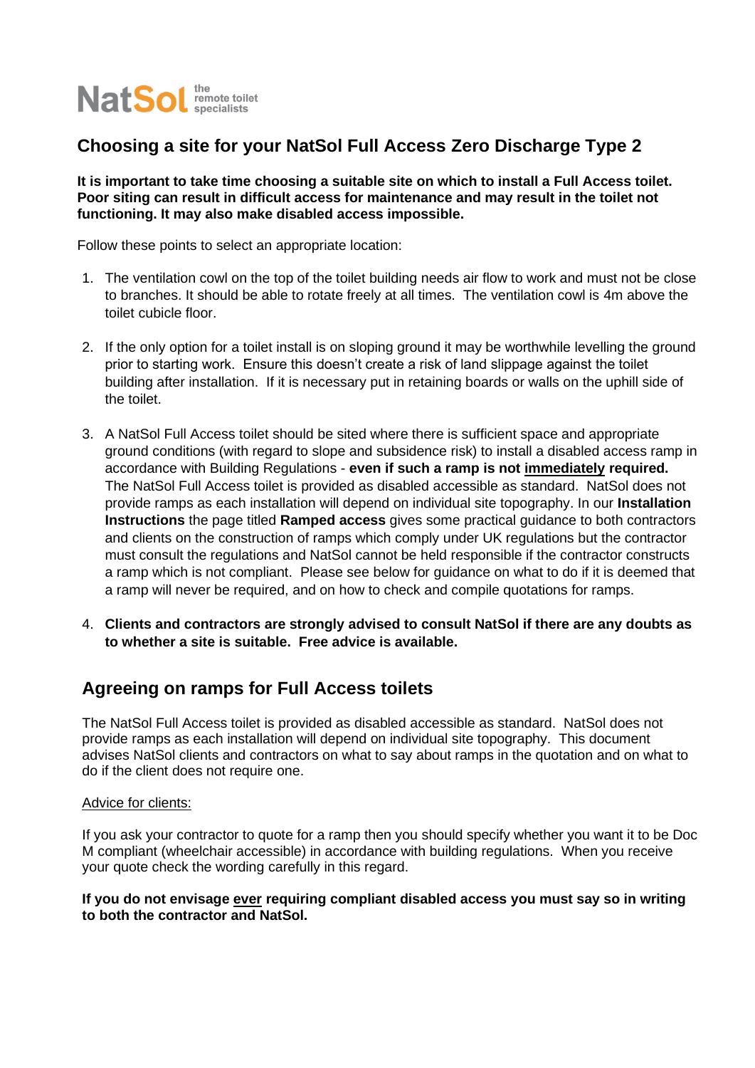NatSol the remote toilet specialists

## Choosing a site for your NatSol Full Access Zero Discharge Type 2

**It is important to take time choosing a suitable site on which to install a Full Access toilet. Poor siting can result in difficult access for maintenance and may result in the toilet not functioning. It may also make disabled access impossible.**

Follow these points to select an appropriate location:

1. The ventilation cowl on the top of the toilet building needs air flow to work and must not be close to branches. It should be able to rotate freely at all times. The ventilation cowl is 4m above the toilet cubicle floor.

2. If the only option for a toilet install is on sloping ground it may be worthwhile levelling the ground prior to starting work. Ensure this doesn't create a risk of land slippage against the toilet building after installation. If it is necessary put in retaining boards or walls on the uphill side of the toilet.

3. A NatSol Full Access toilet should be sited where there is sufficient space and appropriate ground conditions (with regard to slope and subsidence risk) to install a disabled access ramp in accordance with Building Regulations - **even if such a ramp is not <u>immediately</u> required.** The NatSol Full Access toilet is provided as disabled accessible as standard. NatSol does not provide ramps as each installation will depend on individual site topography. In our **Installation Instructions** the page titled **Ramped access** gives some practical guidance to both contractors and clients on the construction of ramps which comply under UK regulations but the contractor must consult the regulations and NatSol cannot be held responsible if the contractor constructs a ramp which is not compliant. Please see below for guidance on what to do if it is deemed that a ramp will never be required, and on how to check and compile quotations for ramps.

4. **Clients and contractors are strongly advised to consult NatSol if there are any doubts as to whether a site is suitable. Free advice is available.**

## Agreeing on ramps for Full Access toilets

The NatSol Full Access toilet is provided as disabled accessible as standard. NatSol does not provide ramps as each installation will depend on individual site topography. This document advises NatSol clients and contractors on what to say about ramps in the quotation and on what to do if the client does not require one.

<u>Advice for clients:</u>

If you ask your contractor to quote for a ramp then you should specify whether you want it to be Doc M compliant (wheelchair accessible) in accordance with building regulations. When you receive your quote check the wording carefully in this regard.

**If you do not envisage <u>ever</u> requiring compliant disabled access you must say so in writing to both the contractor and NatSol.**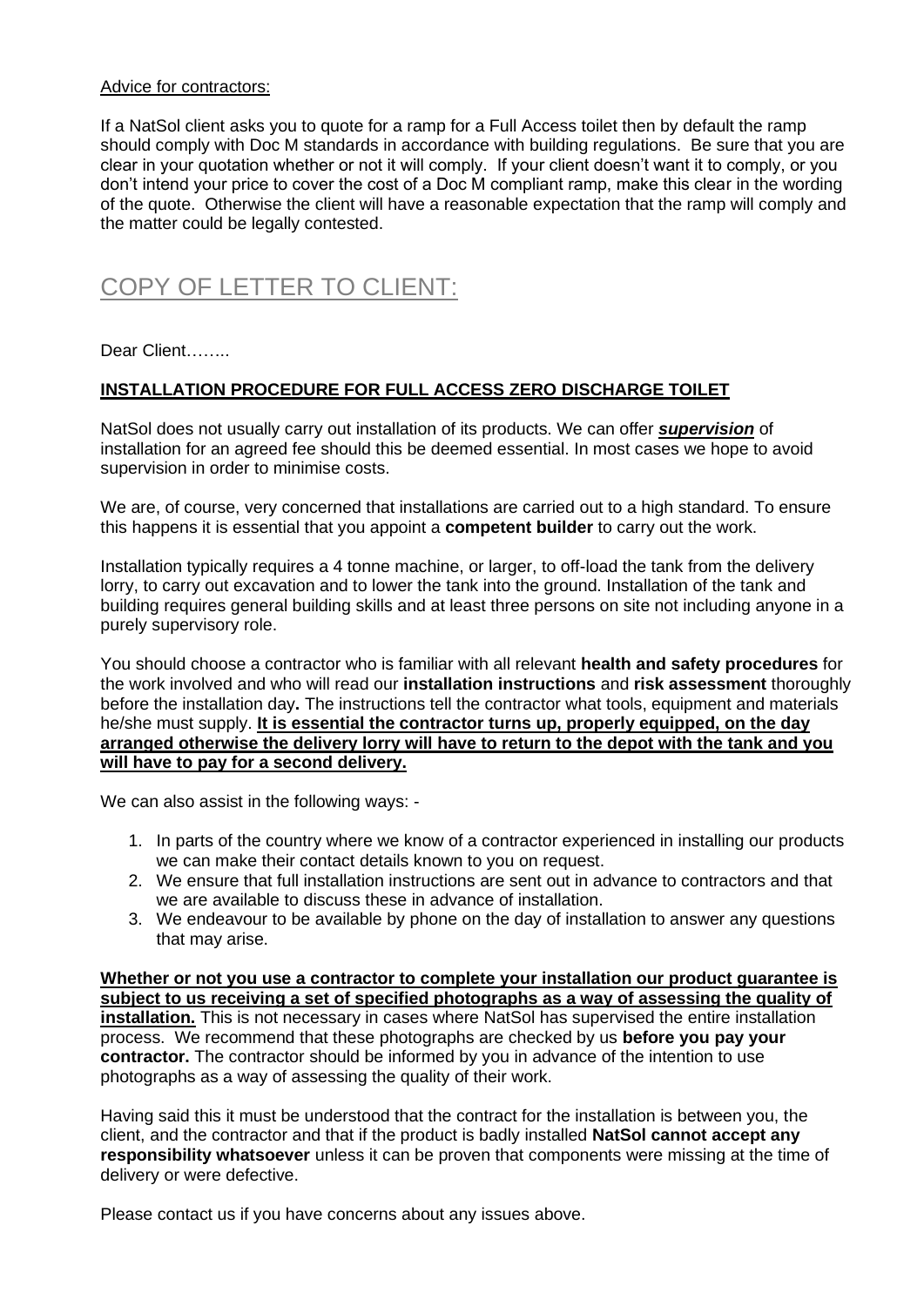Advice for contractors:

If a NatSol client asks you to quote for a ramp for a Full Access toilet then by default the ramp should comply with Doc M standards in accordance with building regulations. Be sure that you are clear in your quotation whether or not it will comply. If your client doesn't want it to comply, or you don't intend your price to cover the cost of a Doc M compliant ramp, make this clear in the wording of the quote. Otherwise the client will have a reasonable expectation that the ramp will comply and the matter could be legally contested.

# COPY OF LETTER TO CLIENT:

Dear Client……..

**INSTALLATION PROCEDURE FOR FULL ACCESS ZERO DISCHARGE TOILET**

NatSol does not usually carry out installation of its products. We can offer ***supervision*** of installation for an agreed fee should this be deemed essential. In most cases we hope to avoid supervision in order to minimise costs.

We are, of course, very concerned that installations are carried out to a high standard. To ensure this happens it is essential that you appoint a **competent builder** to carry out the work.

Installation typically requires a 4 tonne machine, or larger, to off-load the tank from the delivery lorry, to carry out excavation and to lower the tank into the ground. Installation of the tank and building requires general building skills and at least three persons on site not including anyone in a purely supervisory role.

You should choose a contractor who is familiar with all relevant **health and safety procedures** for the work involved and who will read our **installation instructions** and **risk assessment** thoroughly before the installation day**.** The instructions tell the contractor what tools, equipment and materials he/she must supply. **It is essential the contractor turns up, properly equipped, on the day arranged otherwise the delivery lorry will have to return to the depot with the tank and you will have to pay for a second delivery.**

We can also assist in the following ways: -

1. In parts of the country where we know of a contractor experienced in installing our products we can make their contact details known to you on request.
2. We ensure that full installation instructions are sent out in advance to contractors and that we are available to discuss these in advance of installation.
3. We endeavour to be available by phone on the day of installation to answer any questions that may arise.

**Whether or not you use a contractor to complete your installation our product guarantee is subject to us receiving a set of specified photographs as a way of assessing the quality of installation.** This is not necessary in cases where NatSol has supervised the entire installation process. We recommend that these photographs are checked by us **before you pay your contractor.** The contractor should be informed by you in advance of the intention to use photographs as a way of assessing the quality of their work.

Having said this it must be understood that the contract for the installation is between you, the client, and the contractor and that if the product is badly installed **NatSol cannot accept any responsibility whatsoever** unless it can be proven that components were missing at the time of delivery or were defective.

Please contact us if you have concerns about any issues above.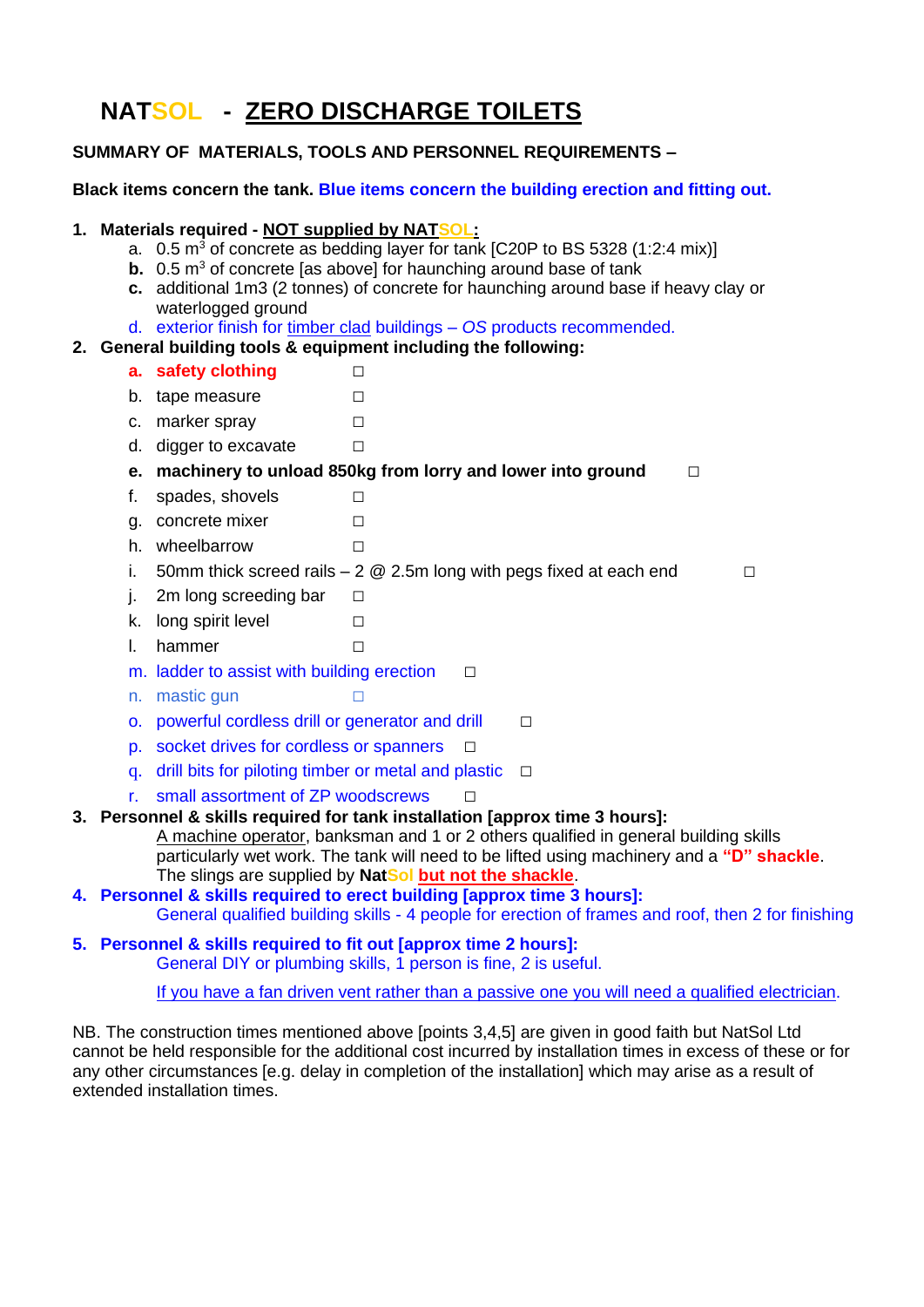# NATSOL - ZERO DISCHARGE TOILETS

**SUMMARY OF MATERIALS, TOOLS AND PERSONNEL REQUIREMENTS –**

**Black items concern the tank. Blue items concern the building erection and fitting out.**

1. **Materials required - NOT supplied by NATSOL:**
   a. 0.5 $m^3$ of concrete as bedding layer for tank [C20P to BS 5328 (1:2:4 mix)]
   **b.** 0.5 $m^3$ of concrete [as above] for haunching around base of tank
   **c.** additional 1m3 (2 tonnes) of concrete for haunching around base if heavy clay or waterlogged ground
   d. exterior finish for timber clad buildings – *OS* products recommended.
2. **General building tools & equipment including the following:**
   **a. safety clothing** □
   b. tape measure □
   c. marker spray □
   d. digger to excavate □
   **e. machinery to unload 850kg from lorry and lower into ground** □
   f. spades, shovels □
   g. concrete mixer □
   h. wheelbarrow □
   i. 50mm thick screed rails – 2 @ 2.5m long with pegs fixed at each end □
   j. 2m long screeding bar □
   k. long spirit level □
   l. hammer □
   m. ladder to assist with building erection □
   n. mastic gun □
   o. powerful cordless drill or generator and drill □
   p. socket drives for cordless or spanners □
   q. drill bits for piloting timber or metal and plastic □
   r. small assortment of ZP woodscrews □
3. **Personnel & skills required for tank installation [approx time 3 hours]:**
   A machine operator, banksman and 1 or 2 others qualified in general building skills particularly wet work. The tank will need to be lifted using machinery and a **"D" shackle**. The slings are supplied by **Nat**Sol **but not the shackle**.
4. **Personnel & skills required to erect building [approx time 3 hours]:**
   General qualified building skills - 4 people for erection of frames and roof, then 2 for finishing
5. **Personnel & skills required to fit out [approx time 2 hours]:**
   General DIY or plumbing skills, 1 person is fine, 2 is useful.

   If you have a fan driven vent rather than a passive one you will need a qualified electrician.

NB. The construction times mentioned above [points 3,4,5] are given in good faith but NatSol Ltd cannot be held responsible for the additional cost incurred by installation times in excess of these or for any other circumstances [e.g. delay in completion of the installation] which may arise as a result of extended installation times.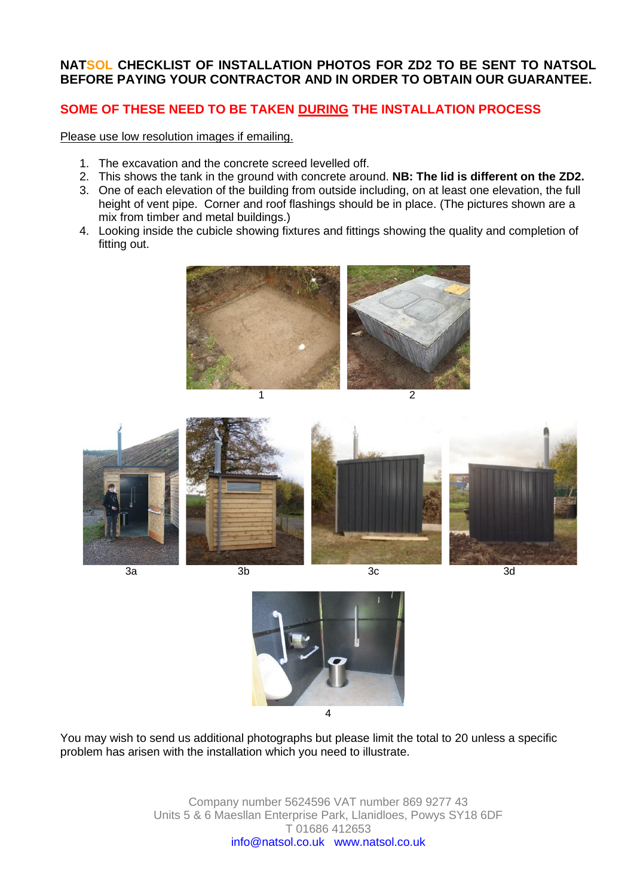**NATSOL CHECKLIST OF INSTALLATION PHOTOS FOR ZD2 TO BE SENT TO NATSOL BEFORE PAYING YOUR CONTRACTOR AND IN ORDER TO OBTAIN OUR GUARANTEE.**

**SOME OF THESE NEED TO BE TAKEN DURING THE INSTALLATION PROCESS**

Please use low resolution images if emailing.

1. The excavation and the concrete screed levelled off.
2. This shows the tank in the ground with concrete around. **NB: The lid is different on the ZD2.**
3. One of each elevation of the building from outside including, on at least one elevation, the full height of vent pipe. Corner and roof flashings should be in place. (The pictures shown are a mix from timber and metal buildings.)
4. Looking inside the cubicle showing fixtures and fittings showing the quality and completion of fitting out.

1 2

3a 3b 3c 3d

4

You may wish to send us additional photographs but please limit the total to 20 unless a specific problem has arisen with the installation which you need to illustrate.

Company number 5624596 VAT number 869 9277 43
Units 5 & 6 Maesllan Enterprise Park, Llanidloes, Powys SY18 6DF
T 01686 412653
info@natsol.co.uk www.natsol.co.uk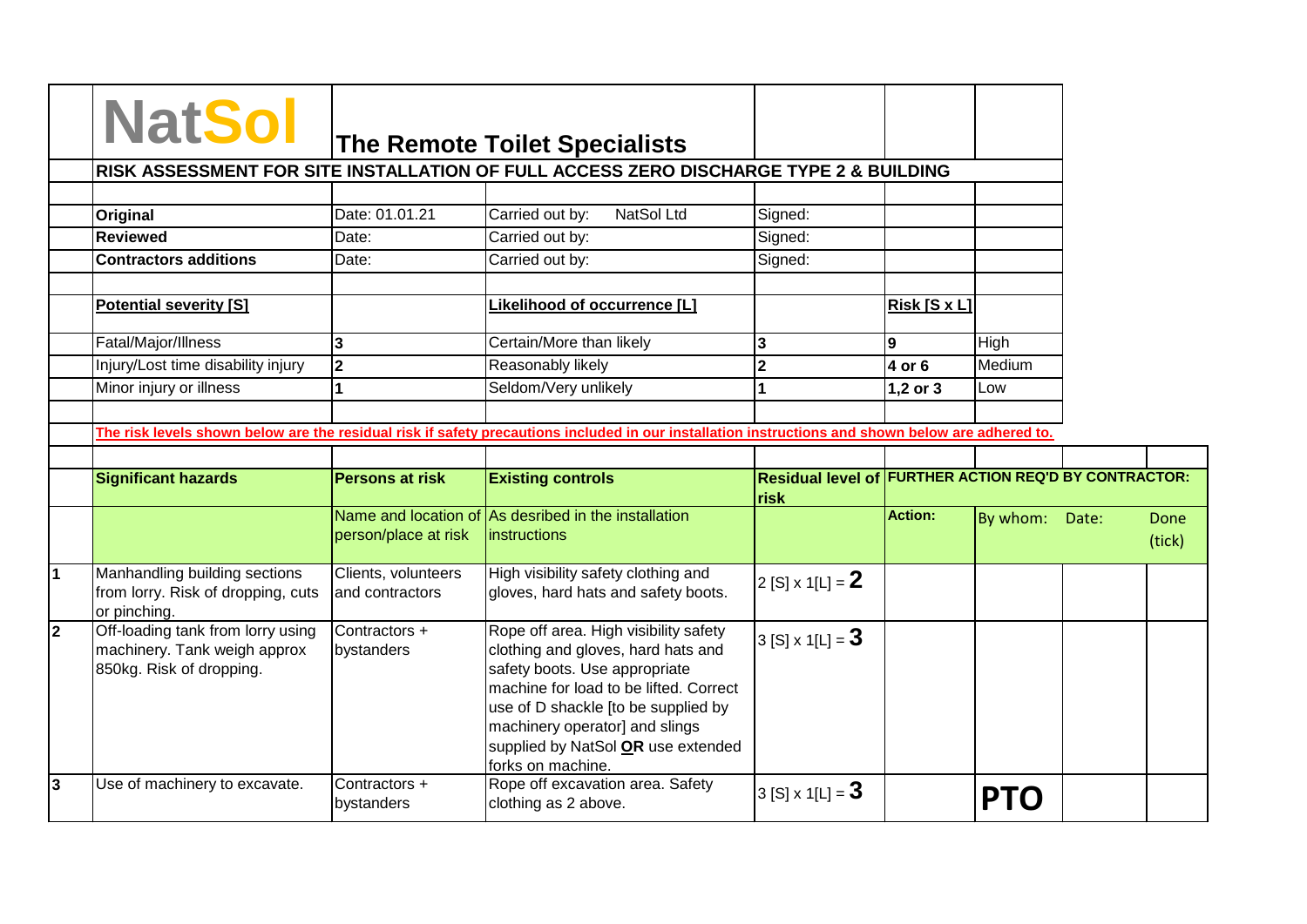# NatSol

## The Remote Toilet Specialists

**RISK ASSESSMENT FOR SITE INSTALLATION OF FULL ACCESS ZERO DISCHARGE TYPE 2 & BUILDING**

| | | | |
|---|---|---|---|
| **Original** | Date: 01.01.21 | Carried out by: NatSol Ltd | Signed: |
| **Reviewed** | Date: | Carried out by: | Signed: |
| **Contractors additions** | Date: | Carried out by: | Signed: |

| **Potential severity [S]** | | **Likelihood of occurrence [L]** | | **Risk [S x L]** | |
|---|---|---|---|---|---|
| Fatal/Major/Illness | **3** | Certain/More than likely | **3** | **9** | High |
| Injury/Lost time disability injury | **2** | Reasonably likely | **2** | **4 or 6** | Medium |
| Minor injury or illness | **1** | Seldom/Very unlikely | **1** | **1,2 or 3** | Low |

**The risk levels shown below are the residual risk if safety precautions included in our installation instructions and shown below are adhered to.**

| | **Significant hazards** | **Persons at risk** | **Existing controls** | **Residual level of risk** | **FURTHER ACTION REQ'D BY CONTRACTOR:** | | | |
|---|---|---|---|---|---|---|---|---|
| | | Name and location of person/place at risk | As desribed in the installation instructions | | **Action:** | By whom: | Date: | Done (tick) |
| **1** | Manhandling building sections from lorry. Risk of dropping, cuts or pinching. | Clients, volunteers and contractors | High visibility safety clothing and gloves, hard hats and safety boots. | 2 [S] x 1[L] = **2** | | | | |
| **2** | Off-loading tank from lorry using machinery. Tank weigh approx 850kg. Risk of dropping. | Contractors + bystanders | Rope off area. High visibility safety clothing and gloves, hard hats and safety boots. Use appropriate machine for load to be lifted. Correct use of D shackle [to be supplied by machinery operator] and slings supplied by NatSol **OR** use extended forks on machine. | 3 [S] x 1[L] = **3** | | | | |
| **3** | Use of machinery to excavate. | Contractors + bystanders | Rope off excavation area. Safety clothing as 2 above. | 3 [S] x 1[L] = **3** | | **PTO** | | |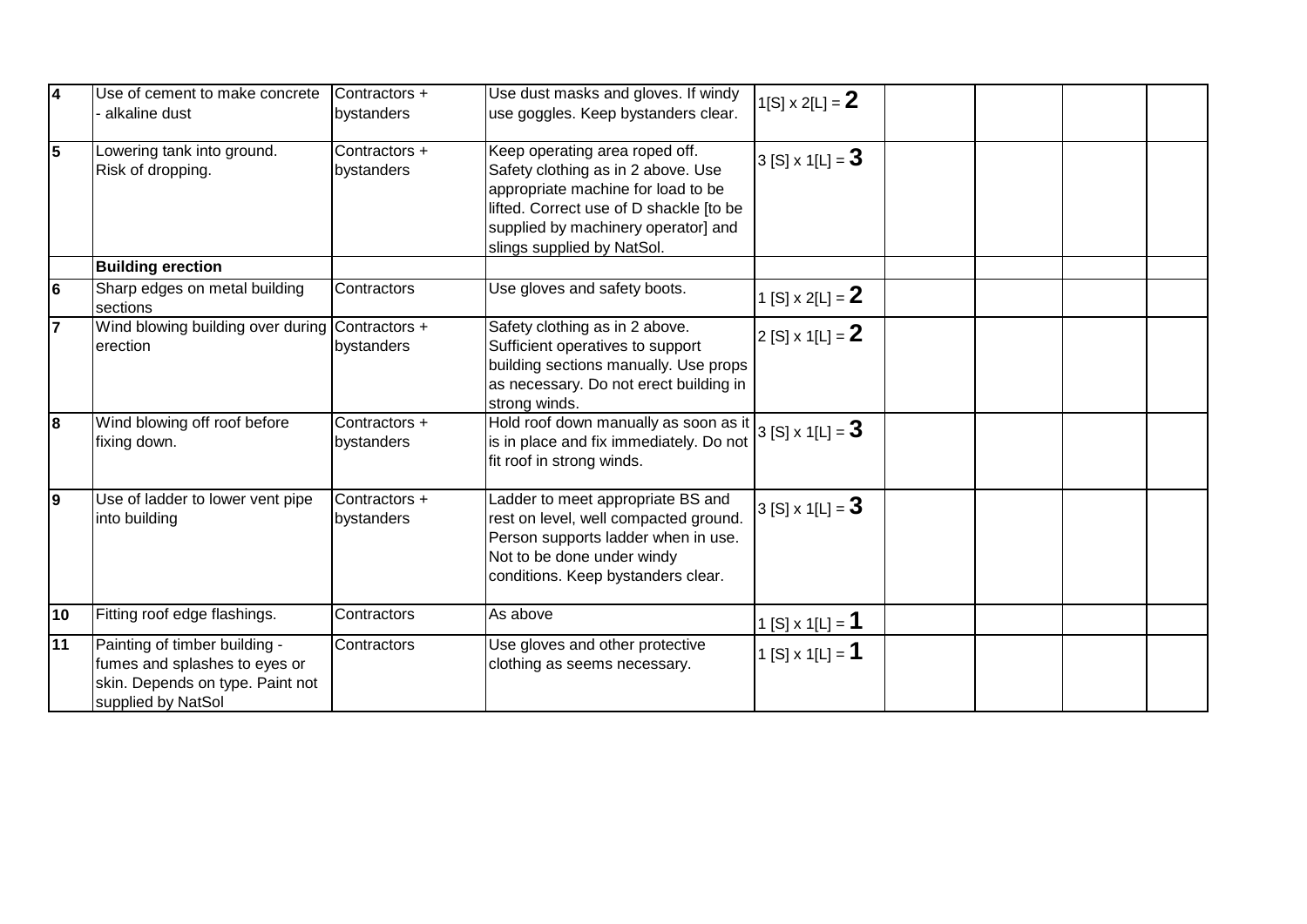| | | | | | | | | |
|---|---|---|---|---|---|---|---|---|
| **4** | Use of cement to make concrete - alkaline dust | Contractors + bystanders | Use dust masks and gloves. If windy use goggles. Keep bystanders clear. | 1[S] x 2[L] = **2** | | | | |
| **5** | Lowering tank into ground. Risk of dropping. | Contractors + bystanders | Keep operating area roped off. Safety clothing as in 2 above. Use appropriate machine for load to be lifted. Correct use of D shackle [to be supplied by machinery operator] and slings supplied by NatSol. | 3 [S] x 1[L] = **3** | | | | |
| | **Building erection** | | | | | | | |
| **6** | Sharp edges on metal building sections | Contractors | Use gloves and safety boots. | 1 [S] x 2[L] = **2** | | | | |
| **7** | Wind blowing building over during erection | Contractors + bystanders | Safety clothing as in 2 above. Sufficient operatives to support building sections manually. Use props as necessary. Do not erect building in strong winds. | 2 [S] x 1[L] = **2** | | | | |
| **8** | Wind blowing off roof before fixing down. | Contractors + bystanders | Hold roof down manually as soon as it is in place and fix immediately. Do not fit roof in strong winds. | 3 [S] x 1[L] = **3** | | | | |
| **9** | Use of ladder to lower vent pipe into building | Contractors + bystanders | Ladder to meet appropriate BS and rest on level, well compacted ground. Person supports ladder when in use. Not to be done under windy conditions. Keep bystanders clear. | 3 [S] x 1[L] = **3** | | | | |
| **10** | Fitting roof edge flashings. | Contractors | As above | 1 [S] x 1[L] = **1** | | | | |
| **11** | Painting of timber building - fumes and splashes to eyes or skin. Depends on type. Paint not supplied by NatSol | Contractors | Use gloves and other protective clothing as seems necessary. | 1 [S] x 1[L] = **1** | | | | |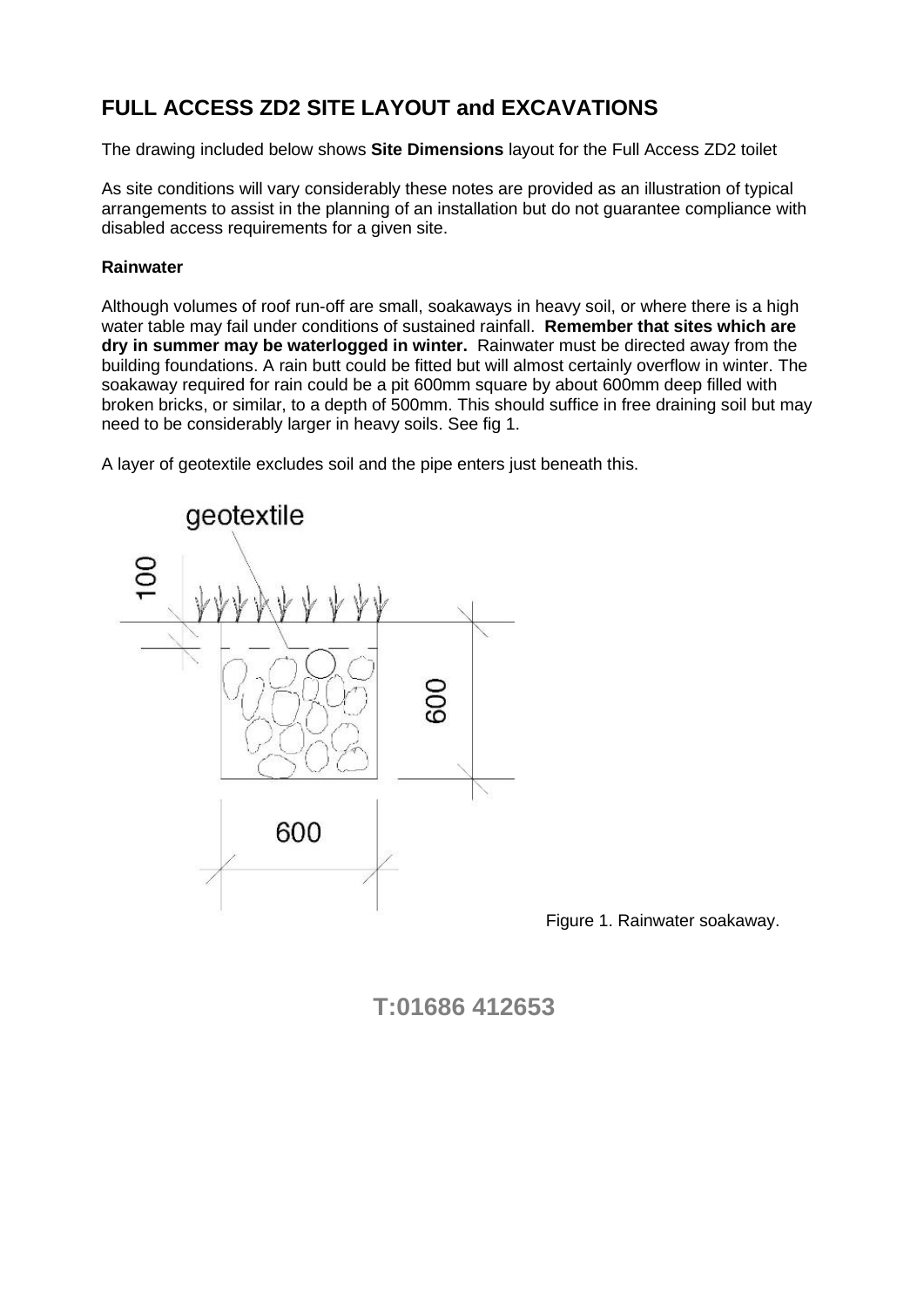## FULL ACCESS ZD2 SITE LAYOUT and EXCAVATIONS

The drawing included below shows **Site Dimensions** layout for the Full Access ZD2 toilet

As site conditions will vary considerably these notes are provided as an illustration of typical arrangements to assist in the planning of an installation but do not guarantee compliance with disabled access requirements for a given site.

**Rainwater**

Although volumes of roof run-off are small, soakaways in heavy soil, or where there is a high water table may fail under conditions of sustained rainfall. **Remember that sites which are dry in summer may be waterlogged in winter.** Rainwater must be directed away from the building foundations. A rain butt could be fitted but will almost certainly overflow in winter. The soakaway required for rain could be a pit 600mm square by about 600mm deep filled with broken bricks, or similar, to a depth of 500mm. This should suffice in free draining soil but may need to be considerably larger in heavy soils. See fig 1.

A layer of geotextile excludes soil and the pipe enters just beneath this.

geotextile

100

600

600

Figure 1. Rainwater soakaway.

**T:01686 412653**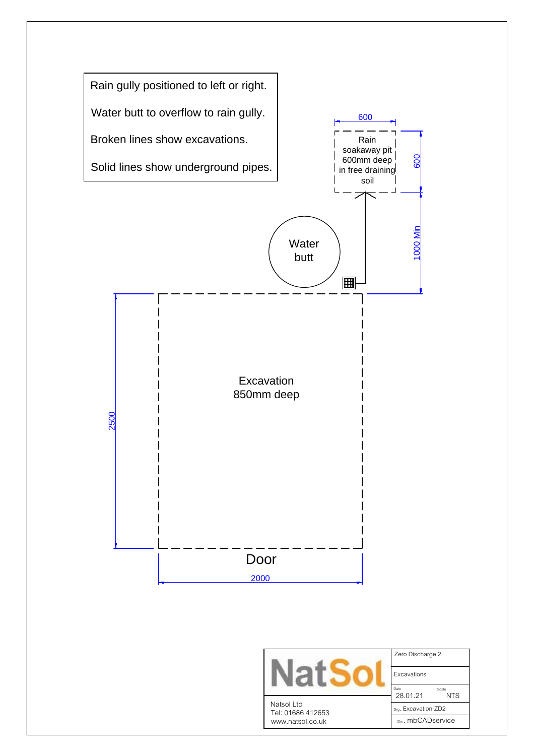Rain gully positioned to left or right.

Water butt to overflow to rain gully.

Broken lines show excavations.

Solid lines show underground pipes.

600

600

Rain soakaway pit 600mm deep in free draining soil

1000 Min

Water butt

Excavation 850mm deep

2500

Door

2000

| NatSol | Zero Discharge 2 | |
|---|---|---|
| | Excavations | |
| | Date 28.01.21 | Scale NTS |
| Natsol Ltd<br>Tel: 01686 412653<br>www.natsol.co.uk | Drg. Excavation-ZD2 | |
| | Drn. mbCADservice | |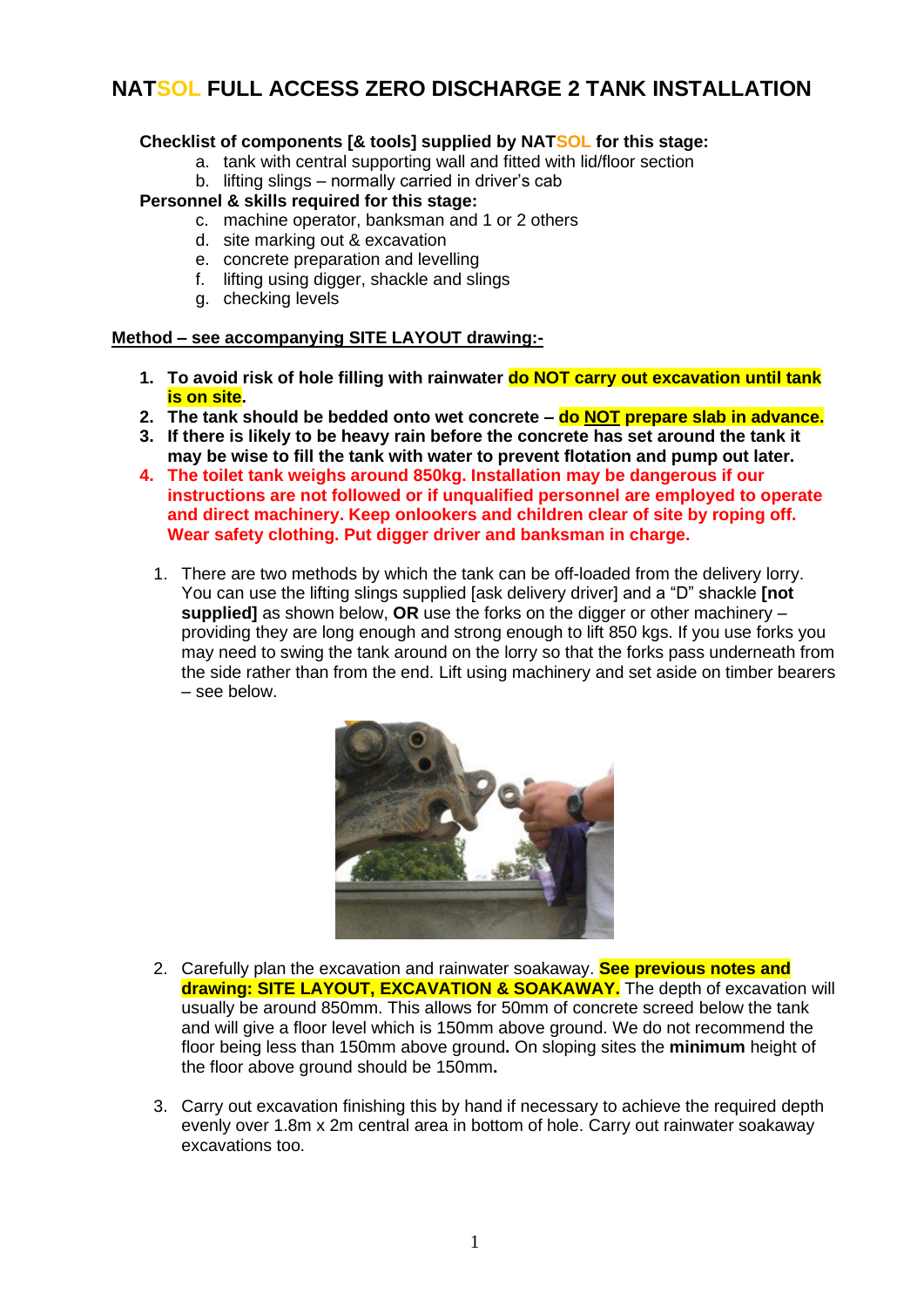# NATSOL FULL ACCESS ZERO DISCHARGE 2 TANK INSTALLATION

**Checklist of components [& tools] supplied by NATSOL for this stage:**

a. tank with central supporting wall and fitted with lid/floor section
b. lifting slings – normally carried in driver's cab

**Personnel & skills required for this stage:**

c. machine operator, banksman and 1 or 2 others
d. site marking out & excavation
e. concrete preparation and levelling
f. lifting using digger, shackle and slings
g. checking levels

**<u>Method – see accompanying SITE LAYOUT drawing:-</u>**

1. **To avoid risk of hole filling with rainwater do NOT carry out excavation until tank is on site.**
2. **The tank should be bedded onto wet concrete – do <u>NOT</u> prepare slab in advance.**
3. **If there is likely to be heavy rain before the concrete has set around the tank it may be wise to fill the tank with water to prevent flotation and pump out later.**
4. **The toilet tank weighs around 850kg. Installation may be dangerous if our instructions are not followed or if unqualified personnel are employed to operate and direct machinery. Keep onlookers and children clear of site by roping off. Wear safety clothing. Put digger driver and banksman in charge.**

1. There are two methods by which the tank can be off-loaded from the delivery lorry. You can use the lifting slings supplied [ask delivery driver] and a "D" shackle **[not supplied]** as shown below, **OR** use the forks on the digger or other machinery – providing they are long enough and strong enough to lift 850 kgs. If you use forks you may need to swing the tank around on the lorry so that the forks pass underneath from the side rather than from the end. Lift using machinery and set aside on timber bearers – see below.

2. Carefully plan the excavation and rainwater soakaway. **See previous notes and drawing: SITE LAYOUT, EXCAVATION & SOAKAWAY.** The depth of excavation will usually be around 850mm. This allows for 50mm of concrete screed below the tank and will give a floor level which is 150mm above ground. We do not recommend the floor being less than 150mm above ground**.** On sloping sites the **minimum** height of the floor above ground should be 150mm**.**

3. Carry out excavation finishing this by hand if necessary to achieve the required depth evenly over 1.8m x 2m central area in bottom of hole. Carry out rainwater soakaway excavations too.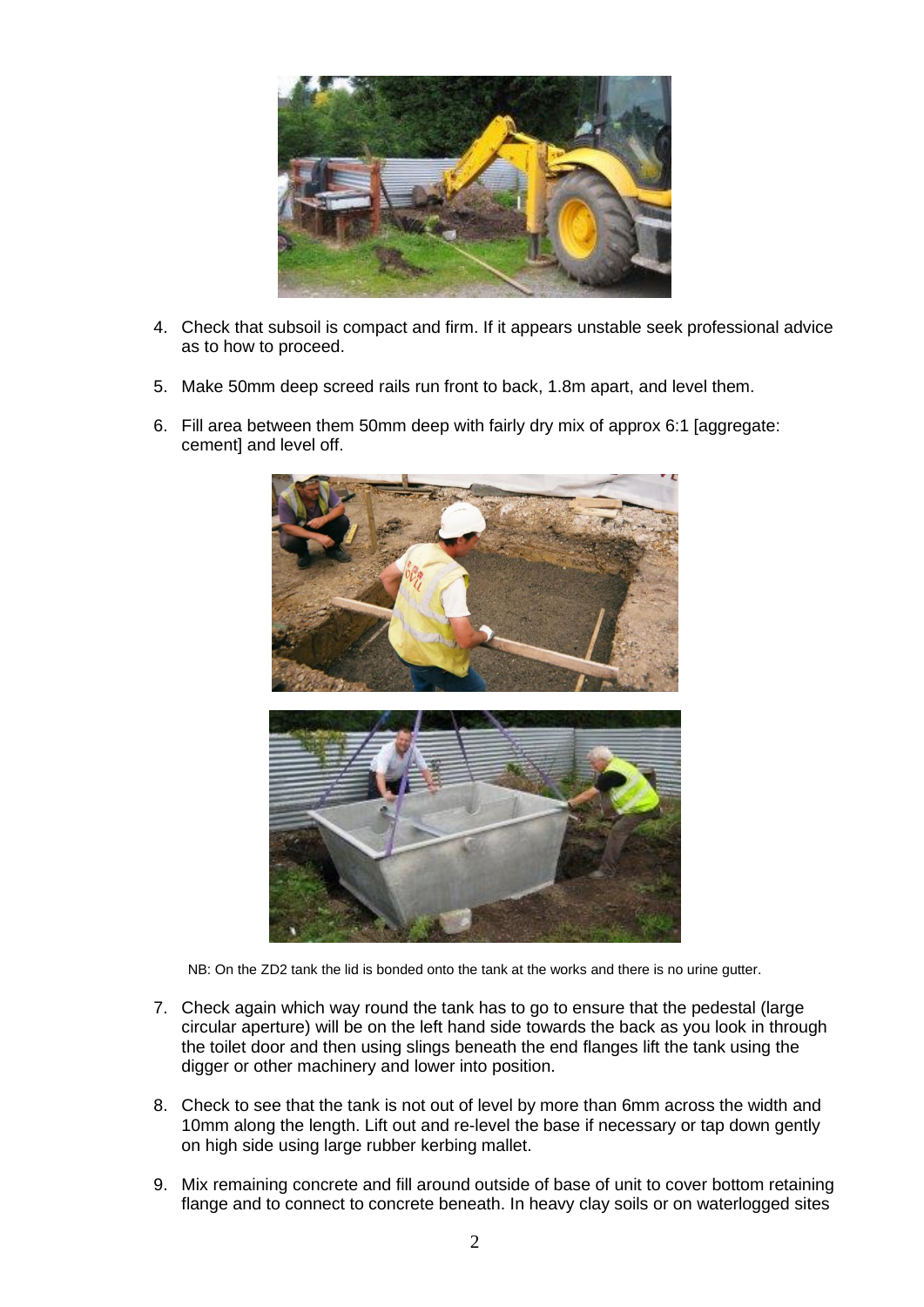4. Check that subsoil is compact and firm. If it appears unstable seek professional advice as to how to proceed.

5. Make 50mm deep screed rails run front to back, 1.8m apart, and level them.

6. Fill area between them 50mm deep with fairly dry mix of approx 6:1 [aggregate: cement] and level off.

NB: On the ZD2 tank the lid is bonded onto the tank at the works and there is no urine gutter.

7. Check again which way round the tank has to go to ensure that the pedestal (large circular aperture) will be on the left hand side towards the back as you look in through the toilet door and then using slings beneath the end flanges lift the tank using the digger or other machinery and lower into position.

8. Check to see that the tank is not out of level by more than 6mm across the width and 10mm along the length. Lift out and re-level the base if necessary or tap down gently on high side using large rubber kerbing mallet.

9. Mix remaining concrete and fill around outside of base of unit to cover bottom retaining flange and to connect to concrete beneath. In heavy clay soils or on waterlogged sites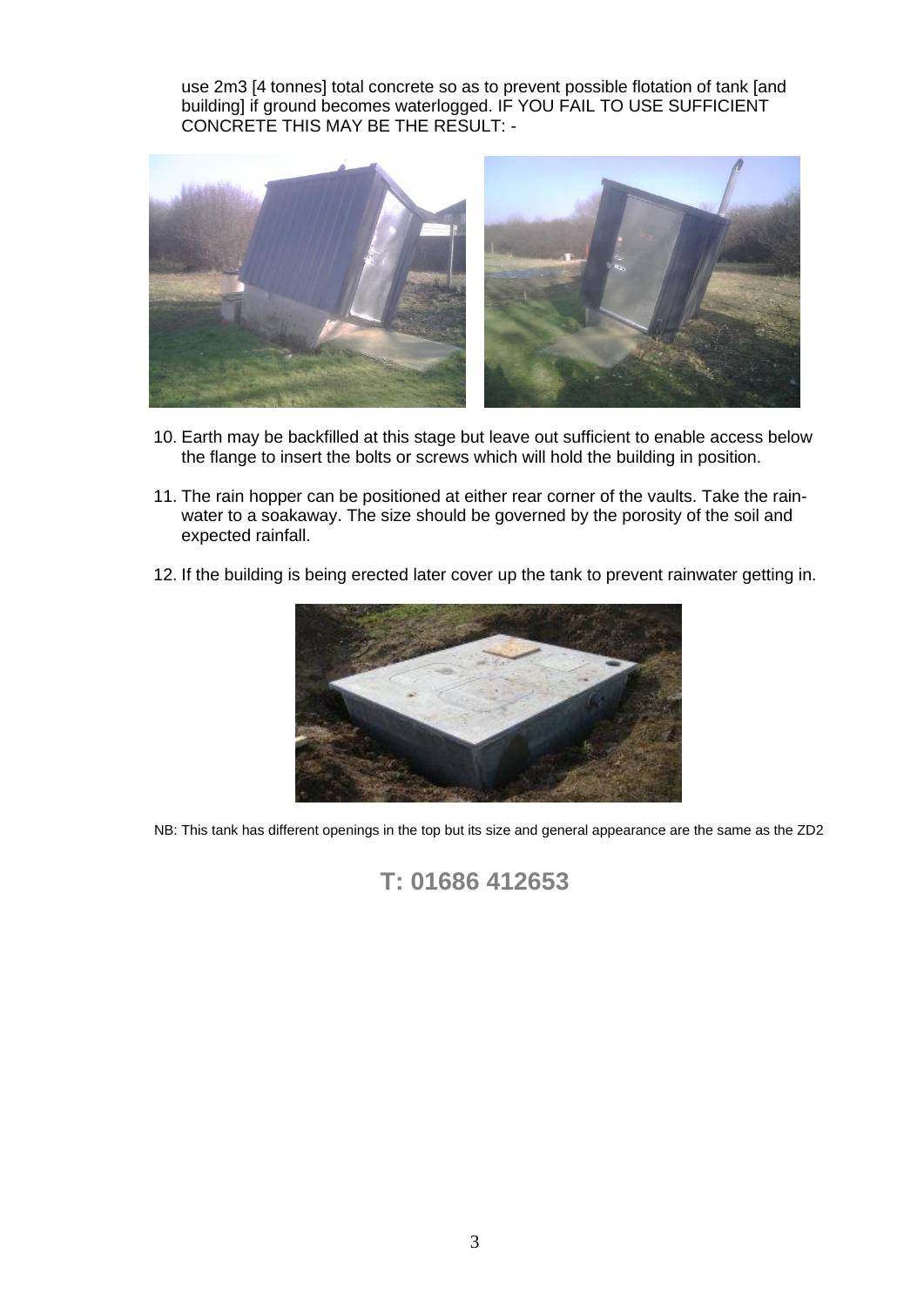use 2m3 [4 tonnes] total concrete so as to prevent possible flotation of tank [and building] if ground becomes waterlogged. IF YOU FAIL TO USE SUFFICIENT CONCRETE THIS MAY BE THE RESULT: -

10. Earth may be backfilled at this stage but leave out sufficient to enable access below the flange to insert the bolts or screws which will hold the building in position.

11. The rain hopper can be positioned at either rear corner of the vaults. Take the rain-water to a soakaway. The size should be governed by the porosity of the soil and expected rainfall.

12. If the building is being erected later cover up the tank to prevent rainwater getting in.

NB: This tank has different openings in the top but its size and general appearance are the same as the ZD2

**T: 01686 412653**